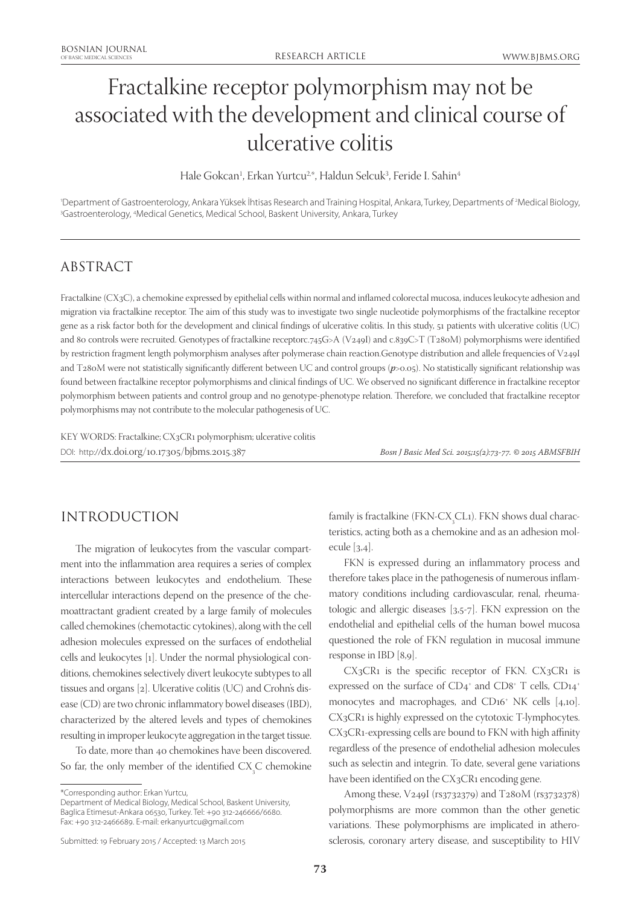# Fractalkine receptor polymorphism may not be associated with the development and clinical course of ulcerative colitis

Hale Gokcan[1], Erkan Yurtcu[2,*], Haldun Selcuk[3], Feride I. Sahin[4]

[1]Department of Gastroenterology, Ankara Yüksek İhtisas Research and Training Hospital, Ankara, Turkey, Departments of [2]Medical Biology, [3]Gastroenterology, [4]Medical Genetics, Medical School, Baskent University, Ankara, Turkey

## ABSTRACT

Fractalkine (CX3C), a chemokine expressed by epithelial cells within normal and inflamed colorectal mucosa, induces leukocyte adhesion and migration via fractalkine receptor. The aim of this study was to investigate two single nucleotide polymorphisms of the fractalkine receptor gene as a risk factor both for the development and clinical findings of ulcerative colitis. In this study, 51 patients with ulcerative colitis (UC) and 80 controls were recruited. Genotypes of fractalkine receptorc.745G>A (V249I) and c.839C>T (T280M) polymorphisms were identified by restriction fragment length polymorphism analyses after polymerase chain reaction.Genotype distribution and allele frequencies of V249I and T280M were not statistically significantly different between UC and control groups (***p***>0.05). No statistically significant relationship was found between fractalkine receptor polymorphisms and clinical findings of UC. We observed no significant difference in fractalkine receptor polymorphism between patients and control group and no genotype-phenotype relation. Therefore, we concluded that fractalkine receptor polymorphisms may not contribute to the molecular pathogenesis of UC.

KEY WORDS: Fractalkine; CX3CR1 polymorphism; ulcerative colitis

DOI: http://dx.doi.org/10.17305/bjbms.2015.387

*Bosn J Basic Med Sci. 2015;15(2):73-77. © 2015 ABMSFBIH*

## INTRODUCTION

The migration of leukocytes from the vascular compartment into the inflammation area requires a series of complex interactions between leukocytes and endothelium. These intercellular interactions depend on the presence of the chemoattractant gradient created by a large family of molecules called chemokines (chemotactic cytokines), along with the cell adhesion molecules expressed on the surfaces of endothelial cells and leukocytes [1]. Under the normal physiological conditions, chemokines selectively divert leukocyte subtypes to all tissues and organs [2]. Ulcerative colitis (UC) and Crohn's disease (CD) are two chronic inflammatory bowel diseases (IBD), characterized by the altered levels and types of chemokines resulting in improper leukocyte aggregation in the target tissue.

To date, more than 40 chemokines have been discovered. So far, the only member of the identified $CX_3C$ chemokine family is fractalkine (FKN-$CX_3CL1$). FKN shows dual characteristics, acting both as a chemokine and as an adhesion molecule [3,4].

FKN is expressed during an inflammatory process and therefore takes place in the pathogenesis of numerous inflammatory conditions including cardiovascular, renal, rheumatologic and allergic diseases [3,5-7]. FKN expression on the endothelial and epithelial cells of the human bowel mucosa questioned the role of FKN regulation in mucosal immune response in IBD [8,9].

CX3CR1 is the specific receptor of FKN. CX3CR1 is expressed on the surface of $CD4^+$ and $CD8^+$ T cells, $CD14^+$ monocytes and macrophages, and $CD16^+$ NK cells [4,10]. CX3CR1 is highly expressed on the cytotoxic T-lymphocytes. CX3CR1-expressing cells are bound to FKN with high affinity regardless of the presence of endothelial adhesion molecules such as selectin and integrin. To date, several gene variations have been identified on the CX3CR1 encoding gene.

Among these, V249I (rs3732379) and T280M (rs3732378) polymorphisms are more common than the other genetic variations. These polymorphisms are implicated in atherosclerosis, coronary artery disease, and susceptibility to HIV

\*Corresponding author: Erkan Yurtcu,
Department of Medical Biology, Medical School, Baskent University, Baglica Etimesut-Ankara 06530, Turkey. Tel: +90 312-246666/6680. Fax: +90 312-2466689. E-mail: erkanyurtcu@gmail.com

Submitted: 19 February 2015 / Accepted: 13 March 2015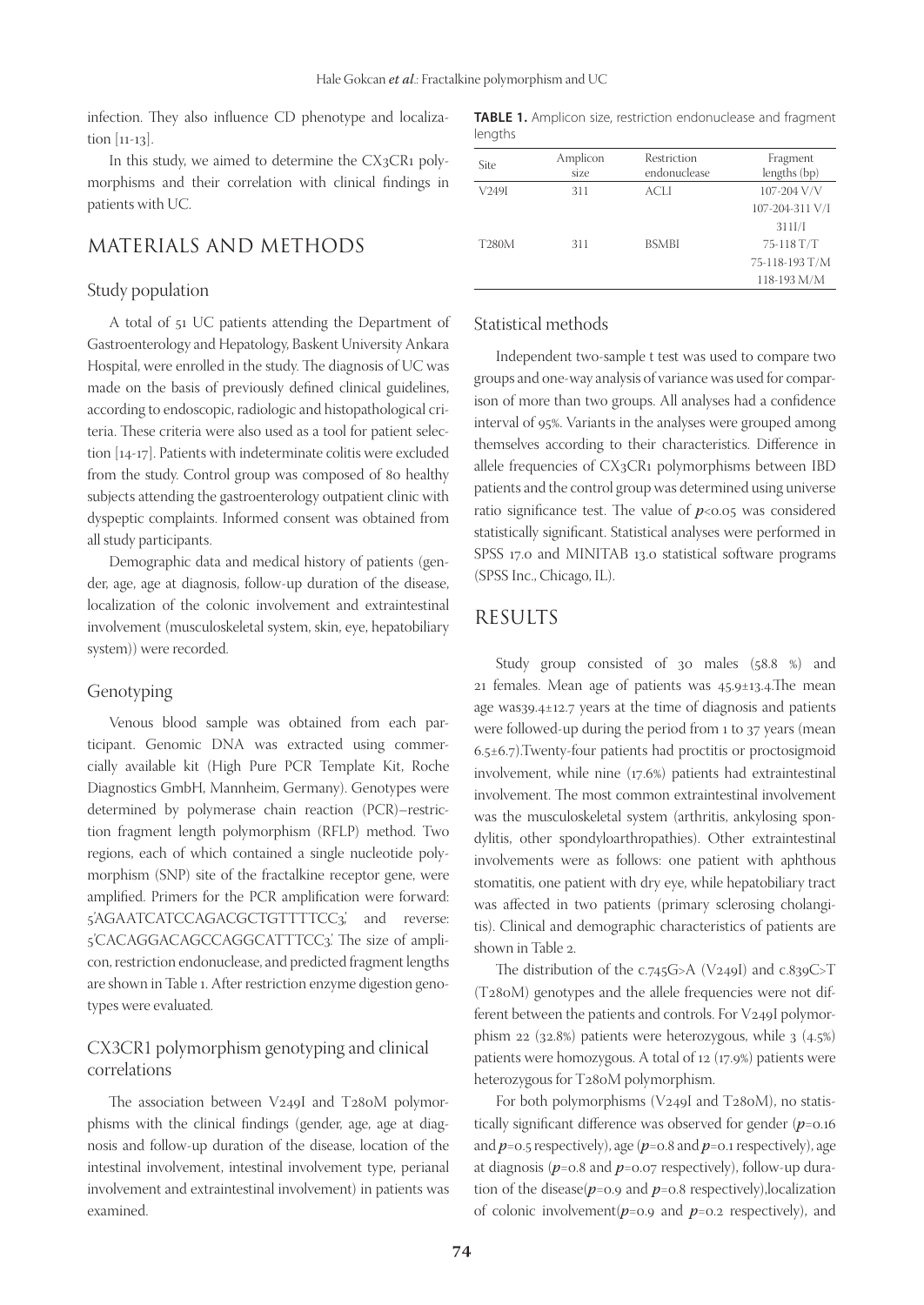infection. They also influence CD phenotype and localization [11-13].

In this study, we aimed to determine the CX3CR1 polymorphisms and their correlation with clinical findings in patients with UC.

## MATERIALS AND METHODS

### Study population

A total of 51 UC patients attending the Department of Gastroenterology and Hepatology, Baskent University Ankara Hospital, were enrolled in the study. The diagnosis of UC was made on the basis of previously defined clinical guidelines, according to endoscopic, radiologic and histopathological criteria. These criteria were also used as a tool for patient selection [14-17]. Patients with indeterminate colitis were excluded from the study. Control group was composed of 80 healthy subjects attending the gastroenterology outpatient clinic with dyspeptic complaints. Informed consent was obtained from all study participants.

Demographic data and medical history of patients (gender, age, age at diagnosis, follow-up duration of the disease, localization of the colonic involvement and extraintestinal involvement (musculoskeletal system, skin, eye, hepatobiliary system)) were recorded.

### Genotyping

Venous blood sample was obtained from each participant. Genomic DNA was extracted using commercially available kit (High Pure PCR Template Kit, Roche Diagnostics GmbH, Mannheim, Germany). Genotypes were determined by polymerase chain reaction (PCR)–restriction fragment length polymorphism (RFLP) method. Two regions, each of which contained a single nucleotide polymorphism (SNP) site of the fractalkine receptor gene, were amplified. Primers for the PCR amplification were forward: 5'AGAATCATCCAGACGCTGTTTTCC3,' and reverse: 5'CACAGGACAGCCAGGCATTTCC3.' The size of amplicon, restriction endonuclease, and predicted fragment lengths are shown in Table 1. After restriction enzyme digestion genotypes were evaluated.

### CX3CR1 polymorphism genotyping and clinical correlations

The association between V249I and T280M polymorphisms with the clinical findings (gender, age, age at diagnosis and follow-up duration of the disease, location of the intestinal involvement, intestinal involvement type, perianal involvement and extraintestinal involvement) in patients was examined.

**TABLE 1.** Amplicon size, restriction endonuclease and fragment lengths

| Site | Amplicon size | Restriction endonuclease | Fragment lengths (bp) |
|---|---|---|---|
| V249I | 311 | ACLI | 107-204 V/V |
| | | | 107-204-311 V/I |
| | | | 311I/I |
| T280M | 311 | BSMBI | 75-118 T/T |
| | | | 75-118-193 T/M |
| | | | 118-193 M/M |

### Statistical methods

Independent two-sample t test was used to compare two groups and one-way analysis of variance was used for comparison of more than two groups. All analyses had a confidence interval of 95%. Variants in the analyses were grouped among themselves according to their characteristics. Difference in allele frequencies of CX3CR1 polymorphisms between IBD patients and the control group was determined using universe ratio significance test. The value of $p<0.05$ was considered statistically significant. Statistical analyses were performed in SPSS 17.0 and MINITAB 13.0 statistical software programs (SPSS Inc., Chicago, IL).

## RESULTS

Study group consisted of 30 males (58.8 %) and 21 females. Mean age of patients was 45.9±13.4.The mean age was39.4±12.7 years at the time of diagnosis and patients were followed-up during the period from 1 to 37 years (mean 6.5±6.7).Twenty-four patients had proctitis or proctosigmoid involvement, while nine (17.6%) patients had extraintestinal involvement. The most common extraintestinal involvement was the musculoskeletal system (arthritis, ankylosing spondylitis, other spondyloarthropathies). Other extraintestinal involvements were as follows: one patient with aphthous stomatitis, one patient with dry eye, while hepatobiliary tract was affected in two patients (primary sclerosing cholangitis). Clinical and demographic characteristics of patients are shown in Table 2.

The distribution of the c.745G>A (V249I) and c.839C>T (T280M) genotypes and the allele frequencies were not different between the patients and controls. For V249I polymorphism 22 (32.8%) patients were heterozygous, while 3 (4.5%) patients were homozygous. A total of 12 (17.9%) patients were heterozygous for T280M polymorphism.

For both polymorphisms (V249I and T280M), no statistically significant difference was observed for gender ($p=0.16$ and $p=0.5$ respectively), age ($p=0.8$ and $p=0.1$ respectively), age at diagnosis ($p=0.8$ and $p=0.07$ respectively), follow-up duration of the disease($p=0.9$ and $p=0.8$ respectively),localization of colonic involvement($p=0.9$ and $p=0.2$ respectively), and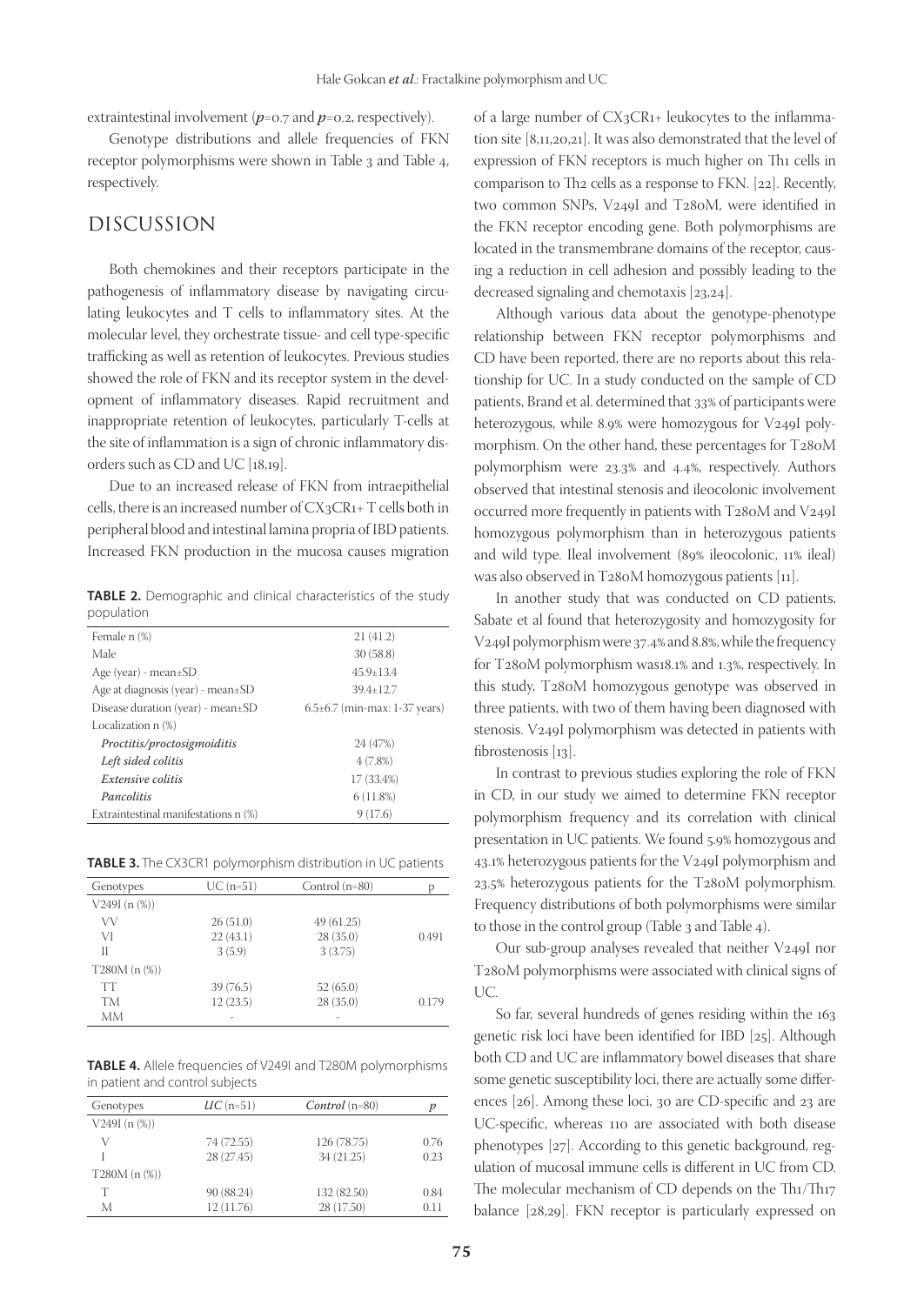extraintestinal involvement ($p$=0.7 and $p$=0.2, respectively).

Genotype distributions and allele frequencies of FKN receptor polymorphisms were shown in Table 3 and Table 4, respectively.

## DISCUSSION

Both chemokines and their receptors participate in the pathogenesis of inflammatory disease by navigating circulating leukocytes and T cells to inflammatory sites. At the molecular level, they orchestrate tissue- and cell type-specific trafficking as well as retention of leukocytes. Previous studies showed the role of FKN and its receptor system in the development of inflammatory diseases. Rapid recruitment and inappropriate retention of leukocytes, particularly T-cells at the site of inflammation is a sign of chronic inflammatory disorders such as CD and UC [18,19].

Due to an increased release of FKN from intraepithelial cells, there is an increased number of CX3CR1+ T cells both in peripheral blood and intestinal lamina propria of IBD patients. Increased FKN production in the mucosa causes migration of a large number of CX3CR1+ leukocytes to the inflammation site [8,11,20,21]. It was also demonstrated that the level of expression of FKN receptors is much higher on Th1 cells in comparison to Th2 cells as a response to FKN. [22]. Recently, two common SNPs, V249I and T280M, were identified in the FKN receptor encoding gene. Both polymorphisms are located in the transmembrane domains of the receptor, causing a reduction in cell adhesion and possibly leading to the decreased signaling and chemotaxis [23,24].

Although various data about the genotype-phenotype relationship between FKN receptor polymorphisms and CD have been reported, there are no reports about this relationship for UC. In a study conducted on the sample of CD patients, Brand et al. determined that 33% of participants were heterozygous, while 8.9% were homozygous for V249I polymorphism. On the other hand, these percentages for T280M polymorphism were 23.3% and 4.4%, respectively. Authors observed that intestinal stenosis and ileocolonic involvement occurred more frequently in patients with T280M and V249I homozygous polymorphism than in heterozygous patients and wild type. Ileal involvement (89% ileocolonic, 11% ileal) was also observed in T280M homozygous patients [11].

In another study that was conducted on CD patients, Sabate et al found that heterozygosity and homozygosity for V249I polymorphism were 37.4% and 8.8%, while the frequency for T280M polymorphism was18.1% and 1.3%, respectively. In this study, T280M homozygous genotype was observed in three patients, with two of them having been diagnosed with stenosis. V249I polymorphism was detected in patients with fibrostenosis [13].

In contrast to previous studies exploring the role of FKN in CD, in our study we aimed to determine FKN receptor polymorphism frequency and its correlation with clinical presentation in UC patients. We found 5.9% homozygous and 43.1% heterozygous patients for the V249I polymorphism and 23.5% heterozygous patients for the T280M polymorphism. Frequency distributions of both polymorphisms were similar to those in the control group (Table 3 and Table 4).

Our sub-group analyses revealed that neither V249I nor T280M polymorphisms were associated with clinical signs of UC.

So far, several hundreds of genes residing within the 163 genetic risk loci have been identified for IBD [25]. Although both CD and UC are inflammatory bowel diseases that share some genetic susceptibility loci, there are actually some differences [26]. Among these loci, 30 are CD-specific and 23 are UC-specific, whereas 110 are associated with both disease phenotypes [27]. According to this genetic background, regulation of mucosal immune cells is different in UC from CD. The molecular mechanism of CD depends on the Th1/Th17 balance [28,29]. FKN receptor is particularly expressed on

**TABLE 2.** Demographic and clinical characteristics of the study population

| | |
|---|---|
| Female n (%) | 21 (41.2) |
| Male | 30 (58.8) |
| Age (year) - mean±SD | 45.9±13.4 |
| Age at diagnosis (year) - mean±SD | 39.4±12.7 |
| Disease duration (year) - mean±SD | 6.5±6.7 (min-max: 1-37 years) |
| Localization n (%) | |
| *Proctitis/proctosigmoiditis* | 24 (47%) |
| *Left sided colitis* | 4 (7.8%) |
| *Extensive colitis* | 17 (33.4%) |
| *Pancolitis* | 6 (11.8%) |
| Extraintestinal manifestations n (%) | 9 (17.6) |

**TABLE 3.** The CX3CR1 polymorphism distribution in UC patients

| Genotypes | UC (n=51) | Control (n=80) | p |
|---|---|---|---|
| V249I (n (%)) | | | |
| VV | 26 (51.0) | 49 (61.25) | |
| VI | 22 (43.1) | 28 (35.0) | 0.491 |
| II | 3 (5.9) | 3 (3.75) | |
| T280M (n (%)) | | | |
| TT | 39 (76.5) | 52 (65.0) | |
| TM | 12 (23.5) | 28 (35.0) | 0.179 |
| MM | - | - | |

**TABLE 4.** Allele frequencies of V249I and T280M polymorphisms in patient and control subjects

| Genotypes | *UC* (n=51) | *Control* (n=80) | *p* |
|---|---|---|---|
| V249I (n (%)) | | | |
| V | 74 (72.55) | 126 (78.75) | 0.76 |
| I | 28 (27.45) | 34 (21.25) | 0.23 |
| T280M (n (%)) | | | |
| T | 90 (88.24) | 132 (82.50) | 0.84 |
| M | 12 (11.76) | 28 (17.50) | 0.11 |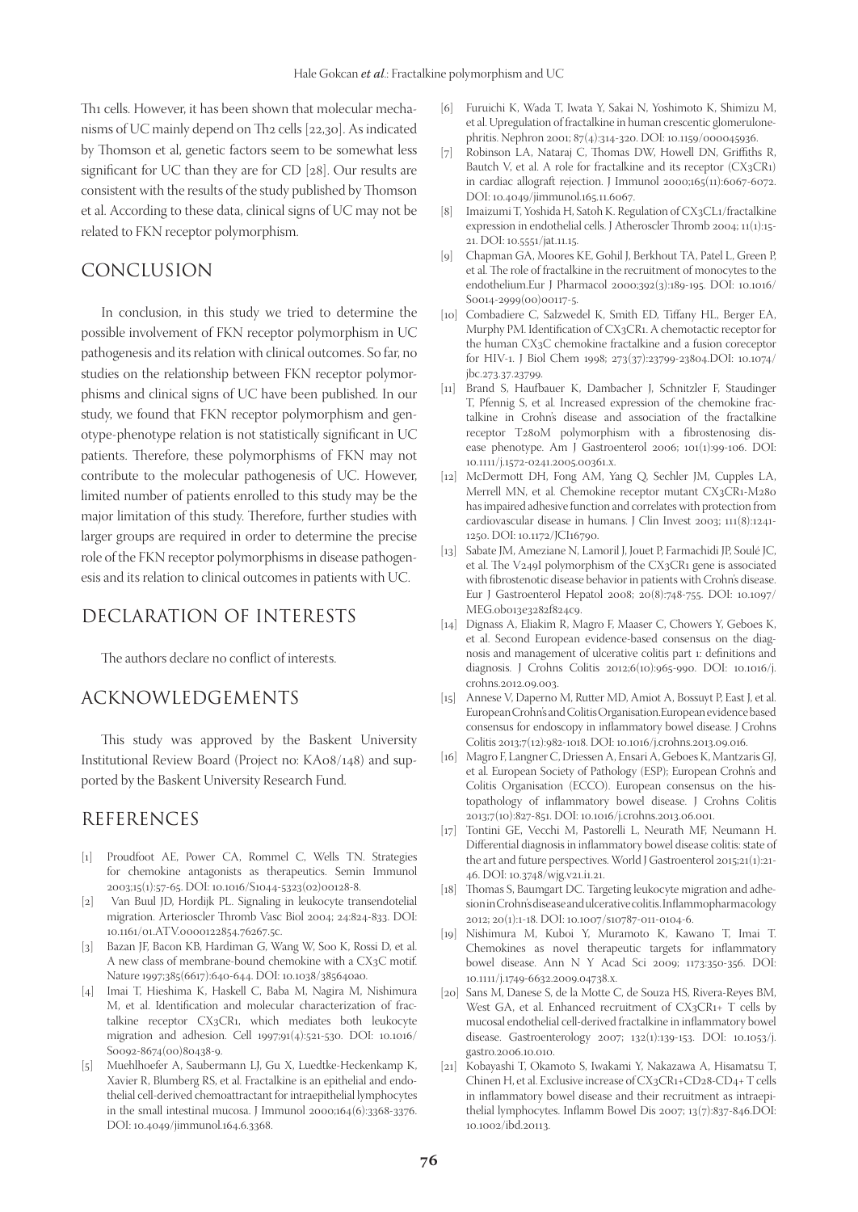Th1 cells. However, it has been shown that molecular mechanisms of UC mainly depend on Th2 cells [22,30]. As indicated by Thomson et al, genetic factors seem to be somewhat less significant for UC than they are for CD [28]. Our results are consistent with the results of the study published by Thomson et al. According to these data, clinical signs of UC may not be related to FKN receptor polymorphism.

## CONCLUSION

In conclusion, in this study we tried to determine the possible involvement of FKN receptor polymorphism in UC pathogenesis and its relation with clinical outcomes. So far, no studies on the relationship between FKN receptor polymorphisms and clinical signs of UC have been published. In our study, we found that FKN receptor polymorphism and genotype-phenotype relation is not statistically significant in UC patients. Therefore, these polymorphisms of FKN may not contribute to the molecular pathogenesis of UC. However, limited number of patients enrolled to this study may be the major limitation of this study. Therefore, further studies with larger groups are required in order to determine the precise role of the FKN receptor polymorphisms in disease pathogenesis and its relation to clinical outcomes in patients with UC.

## DECLARATION OF INTERESTS

The authors declare no conflict of interests.

## ACKNOWLEDGEMENTS

This study was approved by the Baskent University Institutional Review Board (Project no: KA08/148) and supported by the Baskent University Research Fund.

## REFERENCES

[1] Proudfoot AE, Power CA, Rommel C, Wells TN. Strategies for chemokine antagonists as therapeutics. Semin Immunol 2003;15(1):57-65. DOI: 10.1016/S1044-5323(02)00128-8.

[2] Van Buul JD, Hordijk PL. Signaling in leukocyte transendotelial migration. Arterioscler Thromb Vasc Biol 2004; 24:824-833. DOI: 10.1161/01.ATV.0000122854.76267.5c.

[3] Bazan JF, Bacon KB, Hardiman G, Wang W, Soo K, Rossi D, et al. A new class of membrane-bound chemokine with a CX3C motif. Nature 1997;385(6617):640-644. DOI: 10.1038/385640a0.

[4] Imai T, Hieshima K, Haskell C, Baba M, Nagira M, Nishimura M, et al. Identification and molecular characterization of fractalkine receptor CX3CR1, which mediates both leukocyte migration and adhesion. Cell 1997;91(4):521-530. DOI: 10.1016/S0092-8674(00)80438-9.

[5] Muehlhoefer A, Saubermann LJ, Gu X, Luedtke-Heckenkamp K, Xavier R, Blumberg RS, et al. Fractalkine is an epithelial and endothelial cell-derived chemoattractant for intraepithelial lymphocytes in the small intestinal mucosa. J Immunol 2000;164(6):3368-3376. DOI: 10.4049/jimmunol.164.6.3368.

[6] Furuichi K, Wada T, Iwata Y, Sakai N, Yoshimoto K, Shimizu M, et al. Upregulation of fractalkine in human crescentic glomerulonephritis. Nephron 2001; 87(4):314-320. DOI: 10.1159/000045936.

[7] Robinson LA, Nataraj C, Thomas DW, Howell DN, Griffiths R, Bautch V, et al. A role for fractalkine and its receptor (CX3CR1) in cardiac allograft rejection. J Immunol 2000;165(11):6067-6072. DOI: 10.4049/jimmunol.165.11.6067.

[8] Imaizumi T, Yoshida H, Satoh K. Regulation of CX3CL1/fractalkine expression in endothelial cells. J Atheroscler Thromb 2004; 11(1):15-21. DOI: 10.5551/jat.11.15.

[9] Chapman GA, Moores KE, Gohil J, Berkhout TA, Patel L, Green P, et al. The role of fractalkine in the recruitment of monocytes to the endothelium.Eur J Pharmacol 2000;392(3):189-195. DOI: 10.1016/S0014-2999(00)00117-5.

[10] Combadiere C, Salzwedel K, Smith ED, Tiffany HL, Berger EA, Murphy PM. Identification of CX3CR1. A chemotactic receptor for the human CX3C chemokine fractalkine and a fusion coreceptor for HIV-1. J Biol Chem 1998; 273(37):23799-23804.DOI: 10.1074/jbc.273.37.23799.

[11] Brand S, Haufbauer K, Dambacher J, Schnitzler F, Staudinger T, Pfennig S, et al. Increased expression of the chemokine fractalkine in Crohn's disease and association of the fractalkine receptor T280M polymorphism with a fibrostenosing disease phenotype. Am J Gastroenterol 2006; 101(1):99-106. DOI: 10.1111/j.1572-0241.2005.00361.x.

[12] McDermott DH, Fong AM, Yang Q, Sechler JM, Cupples LA, Merrell MN, et al. Chemokine receptor mutant CX3CR1-M280 has impaired adhesive function and correlates with protection from cardiovascular disease in humans. J Clin Invest 2003; 111(8):1241-1250. DOI: 10.1172/JCI16790.

[13] Sabate JM, Ameziane N, Lamoril J, Jouet P, Farmachidi JP, Soulé JC, et al. The V249I polymorphism of the CX3CR1 gene is associated with fibrostenotic disease behavior in patients with Crohn's disease. Eur J Gastroenterol Hepatol 2008; 20(8):748-755. DOI: 10.1097/MEG.0b013e3282f824c9.

[14] Dignass A, Eliakim R, Magro F, Maaser C, Chowers Y, Geboes K, et al. Second European evidence-based consensus on the diagnosis and management of ulcerative colitis part 1: definitions and diagnosis. J Crohns Colitis 2012;6(10):965-990. DOI: 10.1016/j.crohns.2012.09.003.

[15] Annese V, Daperno M, Rutter MD, Amiot A, Bossuyt P, East J, et al. European Crohn's and Colitis Organisation.European evidence based consensus for endoscopy in inflammatory bowel disease. J Crohns Colitis 2013;7(12):982-1018. DOI: 10.1016/j.crohns.2013.09.016.

[16] Magro F, Langner C, Driessen A, Ensari A, Geboes K, Mantzaris GJ, et al. European Society of Pathology (ESP); European Crohn's and Colitis Organisation (ECCO). European consensus on the histopathology of inflammatory bowel disease. J Crohns Colitis 2013;7(10):827-851. DOI: 10.1016/j.crohns.2013.06.001.

[17] Tontini GE, Vecchi M, Pastorelli L, Neurath MF, Neumann H. Differential diagnosis in inflammatory bowel disease colitis: state of the art and future perspectives. World J Gastroenterol 2015;21(1):21-46. DOI: 10.3748/wjg.v21.i1.21.

[18] Thomas S, Baumgart DC. Targeting leukocyte migration and adhesion in Crohn's disease and ulcerative colitis. Inflammopharmacology 2012; 20(1):1-18. DOI: 10.1007/s10787-011-0104-6.

[19] Nishimura M, Kuboi Y, Muramoto K, Kawano T, Imai T. Chemokines as novel therapeutic targets for inflammatory bowel disease. Ann N Y Acad Sci 2009; 1173:350-356. DOI: 10.1111/j.1749-6632.2009.04738.x.

[20] Sans M, Danese S, de la Motte C, de Souza HS, Rivera-Reyes BM, West GA, et al. Enhanced recruitment of CX3CR1+ T cells by mucosal endothelial cell-derived fractalkine in inflammatory bowel disease. Gastroenterology 2007; 132(1):139-153. DOI: 10.1053/j.gastro.2006.10.010.

[21] Kobayashi T, Okamoto S, Iwakami Y, Nakazawa A, Hisamatsu T, Chinen H, et al. Exclusive increase of CX3CR1+CD28-CD4+ T cells in inflammatory bowel disease and their recruitment as intraepithelial lymphocytes. Inflamm Bowel Dis 2007; 13(7):837-846.DOI: 10.1002/ibd.20113.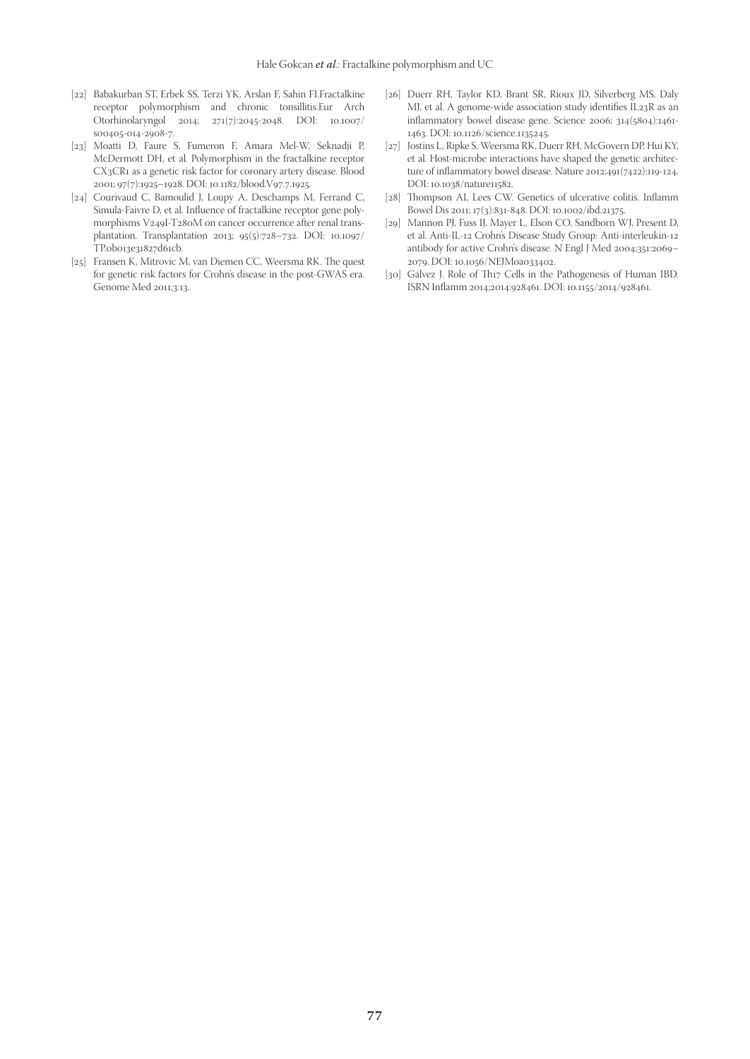[22] Babakurban ST, Erbek SS, Terzi YK, Arslan F, Sahin FI.Fractalkine receptor polymorphism and chronic tonsillitis.Eur Arch Otorhinolaryngol 2014; 271(7):2045-2048. DOI: 10.1007/s00405-014-2908-7.

[23] Moatti D, Faure S, Fumeron F, Amara Mel-W, Seknadji P, McDermott DH, et al. Polymorphism in the fractalkine receptor CX3CR1 as a genetic risk factor for coronary artery disease. Blood 2001; 97(7):1925–1928. DOI: 10.1182/blood.V97.7.1925.

[24] Courivaud C, Bamoulid J, Loupy A, Deschamps M, Ferrand C, Simula-Faivre D, et al. Influence of fractalkine receptor gene polymorphisms V249I-T280M on cancer occurrence after renal transplantation. Transplantation 2013; 95(5):728–732. DOI: 10.1097/TP.0b013e31827d61cb.

[25] Fransen K, Mitrovic M, van Diemen CC, Weersma RK. The quest for genetic risk factors for Crohn's disease in the post-GWAS era. Genome Med 2011;3:13.

[26] Duerr RH, Taylor KD, Brant SR, Rioux JD, Silverberg MS, Daly MJ, et al. A genome-wide association study identifies IL23R as an inflammatory bowel disease gene. Science 2006; 314(5804):1461-1463. DOI: 10.1126/science.1135245.

[27] Jostins L, Ripke S, Weersma RK, Duerr RH, McGovern DP, Hui KY, et al. Host-microbe interactions have shaped the genetic architecture of inflammatory bowel disease. Nature 2012;491(7422):119-124. DOI: 10.1038/nature11582.

[28] Thompson AI, Lees CW. Genetics of ulcerative colitis. Inflamm Bowel Dis 2011; 17(3):831-848. DOI: 10.1002/ibd.21375.

[29] Mannon PJ, Fuss IJ, Mayer L, Elson CO, Sandborn WJ, Present D, et al. Anti-IL-12 Crohn's Disease Study Group: Anti-interleukin-12 antibody for active Crohn's disease. N Engl J Med 2004;351:2069–2079. DOI: 10.1056/NEJMoa033402.

[30] Gálvez J. Role of Th17 Cells in the Pathogenesis of Human IBD. ISRN Inflamm 2014;2014:928461. DOI: 10.1155/2014/928461.